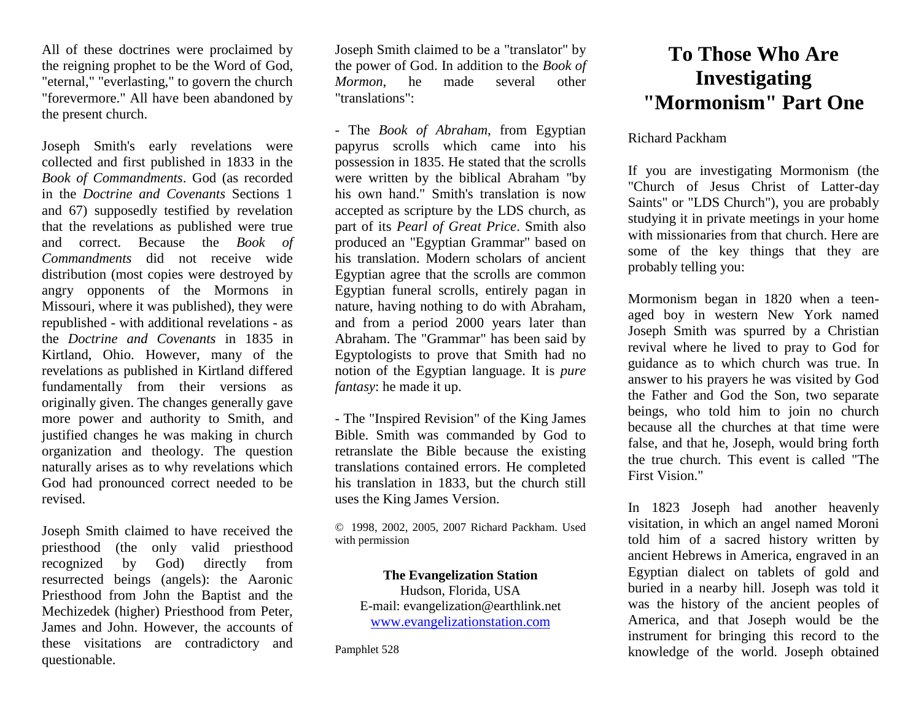# To Those Who Are Investigating "Mormonism" Part One

Richard Packham

If you are investigating Mormonism (the "Church of Jesus Christ of Latter-day Saints" or "LDS Church"), you are probably studying it in private meetings in your home with missionaries from that church. Here are some of the key things that they are probably telling you:

Mormonism began in 1820 when a teen-aged boy in western New York named Joseph Smith was spurred by a Christian revival where he lived to pray to God for guidance as to which church was true. In answer to his prayers he was visited by God the Father and God the Son, two separate beings, who told him to join no church because all the churches at that time were false, and that he, Joseph, would bring forth the true church. This event is called "The First Vision."

In 1823 Joseph had another heavenly visitation, in which an angel named Moroni told him of a sacred history written by ancient Hebrews in America, engraved in an Egyptian dialect on tablets of gold and buried in a nearby hill. Joseph was told it was the history of the ancient peoples of America, and that Joseph would be the instrument for bringing this record to the knowledge of the world. Joseph obtained

All of these doctrines were proclaimed by the reigning prophet to be the Word of God, "eternal," "everlasting," to govern the church "forevermore." All have been abandoned by the present church.

Joseph Smith's early revelations were collected and first published in 1833 in the *Book of Commandments*. God (as recorded in the *Doctrine and Covenants* Sections 1 and 67) supposedly testified by revelation that the revelations as published were true and correct. Because the *Book of Commandments* did not receive wide distribution (most copies were destroyed by angry opponents of the Mormons in Missouri, where it was published), they were republished - with additional revelations - as the *Doctrine and Covenants* in 1835 in Kirtland, Ohio. However, many of the revelations as published in Kirtland differed fundamentally from their versions as originally given. The changes generally gave more power and authority to Smith, and justified changes he was making in church organization and theology. The question naturally arises as to why revelations which God had pronounced correct needed to be revised.

Joseph Smith claimed to have received the priesthood (the only valid priesthood recognized by God) directly from resurrected beings (angels): the Aaronic Priesthood from John the Baptist and the Mechizedek (higher) Priesthood from Peter, James and John. However, the accounts of these visitations are contradictory and questionable.

Joseph Smith claimed to be a "translator" by the power of God. In addition to the *Book of Mormon*, he made several other "translations":

- The *Book of Abraham*, from Egyptian papyrus scrolls which came into his possession in 1835. He stated that the scrolls were written by the biblical Abraham "by his own hand." Smith's translation is now accepted as scripture by the LDS church, as part of its *Pearl of Great Price*. Smith also produced an "Egyptian Grammar" based on his translation. Modern scholars of ancient Egyptian agree that the scrolls are common Egyptian funeral scrolls, entirely pagan in nature, having nothing to do with Abraham, and from a period 2000 years later than Abraham. The "Grammar" has been said by Egyptologists to prove that Smith had no notion of the Egyptian language. It is *pure fantasy*: he made it up.

- The "Inspired Revision" of the King James Bible. Smith was commanded by God to retranslate the Bible because the existing translations contained errors. He completed his translation in 1833, but the church still uses the King James Version.

© 1998, 2002, 2005, 2007 Richard Packham. Used with permission

**The Evangelization Station**
Hudson, Florida, USA
E-mail: evangelization@earthlink.net
www.evangelizationstation.com

Pamphlet 528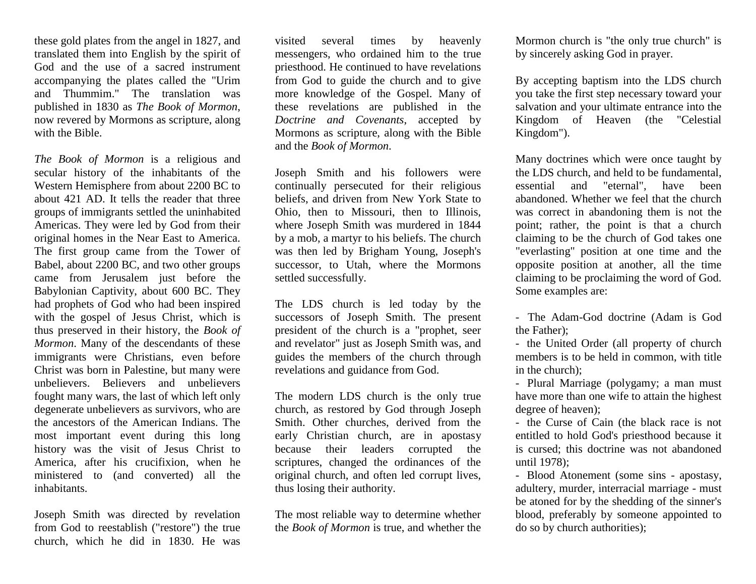these gold plates from the angel in 1827, and translated them into English by the spirit of God and the use of a sacred instrument accompanying the plates called the "Urim and Thummim." The translation was published in 1830 as *The Book of Mormon*, now revered by Mormons as scripture, along with the Bible.

*The Book of Mormon* is a religious and secular history of the inhabitants of the Western Hemisphere from about 2200 BC to about 421 AD. It tells the reader that three groups of immigrants settled the uninhabited Americas. They were led by God from their original homes in the Near East to America. The first group came from the Tower of Babel, about 2200 BC, and two other groups came from Jerusalem just before the Babylonian Captivity, about 600 BC. They had prophets of God who had been inspired with the gospel of Jesus Christ, which is thus preserved in their history, the *Book of Mormon*. Many of the descendants of these immigrants were Christians, even before Christ was born in Palestine, but many were unbelievers. Believers and unbelievers fought many wars, the last of which left only degenerate unbelievers as survivors, who are the ancestors of the American Indians. The most important event during this long history was the visit of Jesus Christ to America, after his crucifixion, when he ministered to (and converted) all the inhabitants.

Joseph Smith was directed by revelation from God to reestablish ("restore") the true church, which he did in 1830. He was visited several times by heavenly messengers, who ordained him to the true priesthood. He continued to have revelations from God to guide the church and to give more knowledge of the Gospel. Many of these revelations are published in the *Doctrine and Covenants*, accepted by Mormons as scripture, along with the Bible and the *Book of Mormon*.

Joseph Smith and his followers were continually persecuted for their religious beliefs, and driven from New York State to Ohio, then to Missouri, then to Illinois, where Joseph Smith was murdered in 1844 by a mob, a martyr to his beliefs. The church was then led by Brigham Young, Joseph's successor, to Utah, where the Mormons settled successfully.

The LDS church is led today by the successors of Joseph Smith. The present president of the church is a "prophet, seer and revelator" just as Joseph Smith was, and guides the members of the church through revelations and guidance from God.

The modern LDS church is the only true church, as restored by God through Joseph Smith. Other churches, derived from the early Christian church, are in apostasy because their leaders corrupted the scriptures, changed the ordinances of the original church, and often led corrupt lives, thus losing their authority.

The most reliable way to determine whether the *Book of Mormon* is true, and whether the Mormon church is "the only true church" is by sincerely asking God in prayer.

By accepting baptism into the LDS church you take the first step necessary toward your salvation and your ultimate entrance into the Kingdom of Heaven (the "Celestial Kingdom").

Many doctrines which were once taught by the LDS church, and held to be fundamental, essential and "eternal", have been abandoned. Whether we feel that the church was correct in abandoning them is not the point; rather, the point is that a church claiming to be the church of God takes one "everlasting" position at one time and the opposite position at another, all the time claiming to be proclaiming the word of God. Some examples are:

- The Adam-God doctrine (Adam is God the Father);
- the United Order (all property of church members is to be held in common, with title in the church);
- Plural Marriage (polygamy; a man must have more than one wife to attain the highest degree of heaven);
- the Curse of Cain (the black race is not entitled to hold God's priesthood because it is cursed; this doctrine was not abandoned until 1978);
- Blood Atonement (some sins - apostasy, adultery, murder, interracial marriage - must be atoned for by the shedding of the sinner's blood, preferably by someone appointed to do so by church authorities);